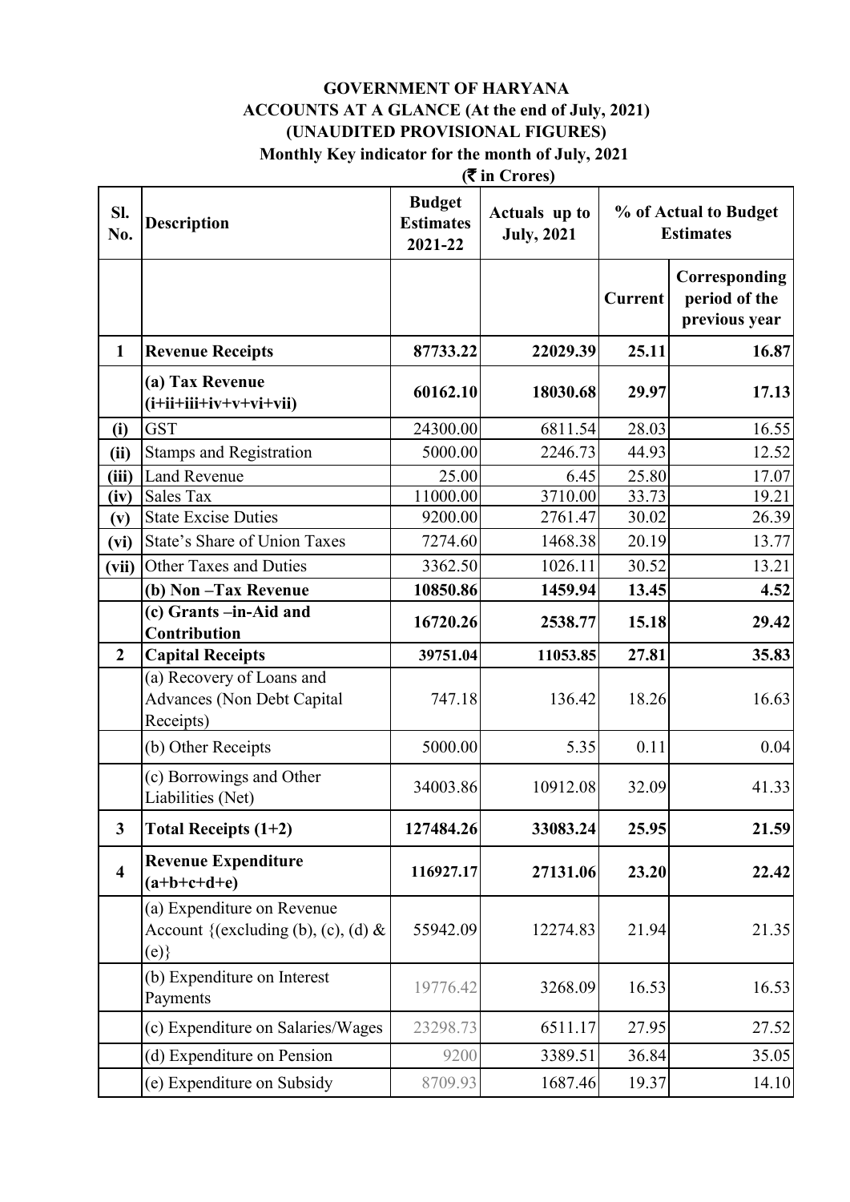# GOVERNMENT OF HARYANA

## ACCOUNTS AT A GLANCE (At the end of July, 2021)

### (UNAUDITED PROVISIONAL FIGURES)

### Monthly Key indicator for the month of July, 2021

**(₹ in Crores)**

| Sl. No. | Description | Budget Estimates 2021-22 | Actuals up to July, 2021 | % of Actual to Budget Estimates | |
|---|---|---|---|---|---|
| | | | | Current | Corresponding period of the previous year |
| **1** | **Revenue Receipts** | **87733.22** | **22029.39** | **25.11** | **16.87** |
| | **(a) Tax Revenue (i+ii+iii+iv+v+vi+vii)** | **60162.10** | **18030.68** | **29.97** | **17.13** |
| **(i)** | GST | 24300.00 | 6811.54 | 28.03 | 16.55 |
| **(ii)** | Stamps and Registration | 5000.00 | 2246.73 | 44.93 | 12.52 |
| **(iii)** | Land Revenue | 25.00 | 6.45 | 25.80 | 17.07 |
| **(iv)** | Sales Tax | 11000.00 | 3710.00 | 33.73 | 19.21 |
| **(v)** | State Excise Duties | 9200.00 | 2761.47 | 30.02 | 26.39 |
| **(vi)** | State's Share of Union Taxes | 7274.60 | 1468.38 | 20.19 | 13.77 |
| **(vii)** | Other Taxes and Duties | 3362.50 | 1026.11 | 30.52 | 13.21 |
| | **(b) Non –Tax Revenue** | **10850.86** | **1459.94** | **13.45** | **4.52** |
| | **(c) Grants –in-Aid and Contribution** | **16720.26** | **2538.77** | **15.18** | **29.42** |
| **2** | **Capital Receipts** | **39751.04** | **11053.85** | **27.81** | **35.83** |
| | (a) Recovery of Loans and Advances (Non Debt Capital Receipts) | 747.18 | 136.42 | 18.26 | 16.63 |
| | (b) Other Receipts | 5000.00 | 5.35 | 0.11 | 0.04 |
| | (c) Borrowings and Other Liabilities (Net) | 34003.86 | 10912.08 | 32.09 | 41.33 |
| **3** | **Total Receipts (1+2)** | **127484.26** | **33083.24** | **25.95** | **21.59** |
| **4** | **Revenue Expenditure (a+b+c+d+e)** | **116927.17** | **27131.06** | **23.20** | **22.42** |
| | (a) Expenditure on Revenue Account {(excluding (b), (c), (d) & (e)} | 55942.09 | 12274.83 | 21.94 | 21.35 |
| | (b) Expenditure on Interest Payments | 19776.42 | 3268.09 | 16.53 | 16.53 |
| | (c) Expenditure on Salaries/Wages | 23298.73 | 6511.17 | 27.95 | 27.52 |
| | (d) Expenditure on Pension | 9200 | 3389.51 | 36.84 | 35.05 |
| | (e) Expenditure on Subsidy | 8709.93 | 1687.46 | 19.37 | 14.10 |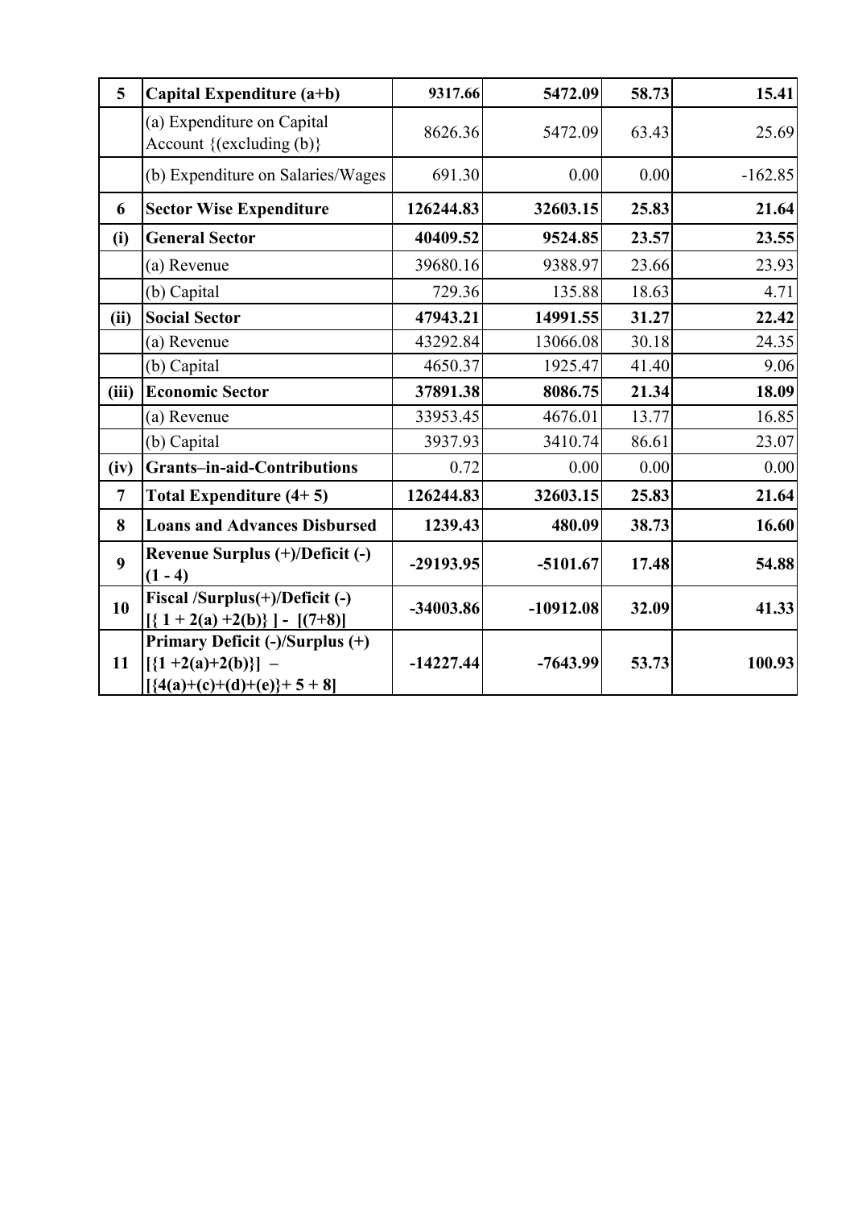| | | | | | |
|---|---|---|---|---|---|
| **5** | **Capital Expenditure (a+b)** | **9317.66** | **5472.09** | **58.73** | **15.41** |
| | (a) Expenditure on Capital Account {(excluding (b)} | 8626.36 | 5472.09 | 63.43 | 25.69 |
| | (b) Expenditure on Salaries/Wages | 691.30 | 0.00 | 0.00 | -162.85 |
| **6** | **Sector Wise Expenditure** | **126244.83** | **32603.15** | **25.83** | **21.64** |
| **(i)** | **General Sector** | **40409.52** | **9524.85** | **23.57** | **23.55** |
| | (a) Revenue | 39680.16 | 9388.97 | 23.66 | 23.93 |
| | (b) Capital | 729.36 | 135.88 | 18.63 | 4.71 |
| **(ii)** | **Social Sector** | **47943.21** | **14991.55** | **31.27** | **22.42** |
| | (a) Revenue | 43292.84 | 13066.08 | 30.18 | 24.35 |
| | (b) Capital | 4650.37 | 1925.47 | 41.40 | 9.06 |
| **(iii)** | **Economic Sector** | **37891.38** | **8086.75** | **21.34** | **18.09** |
| | (a) Revenue | 33953.45 | 4676.01 | 13.77 | 16.85 |
| | (b) Capital | 3937.93 | 3410.74 | 86.61 | 23.07 |
| **(iv)** | **Grants–in-aid-Contributions** | 0.72 | 0.00 | 0.00 | 0.00 |
| **7** | **Total Expenditure (4+ 5)** | **126244.83** | **32603.15** | **25.83** | **21.64** |
| **8** | **Loans and Advances Disbursed** | **1239.43** | **480.09** | **38.73** | **16.60** |
| **9** | **Revenue Surplus (+)/Deficit (-) (1 - 4)** | **-29193.95** | **-5101.67** | **17.48** | **54.88** |
| **10** | **Fiscal /Surplus(+)/Deficit (-) [{ 1 + 2(a) +2(b)} ] - [(7+8)]** | **-34003.86** | **-10912.08** | **32.09** | **41.33** |
| **11** | **Primary Deficit (-)/Surplus (+) [{1 +2(a)+2(b)}] – [{4(a)+(c)+(d)+(e)}+ 5 + 8]** | **-14227.44** | **-7643.99** | **53.73** | **100.93** |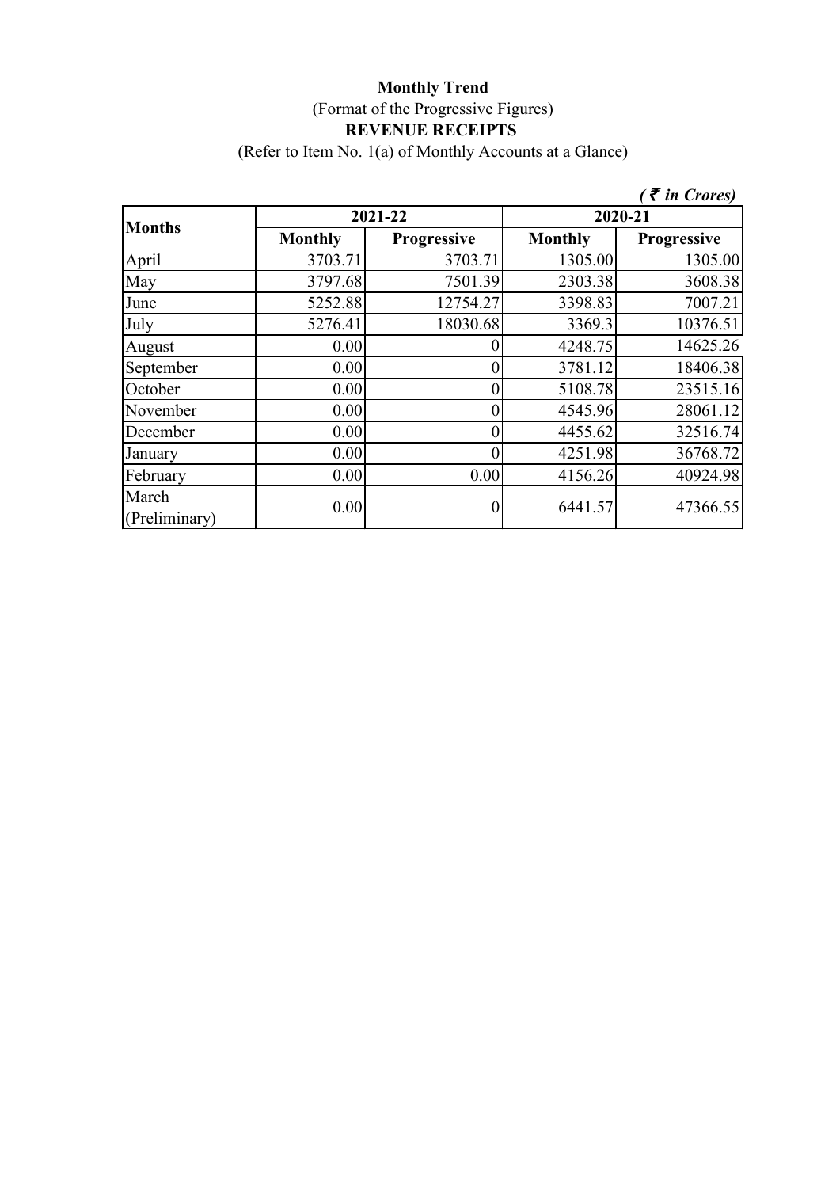**Monthly Trend**

(Format of the Progressive Figures)

**REVENUE RECEIPTS**

(Refer to Item No. 1(a) of Monthly Accounts at a Glance)

*( ₹ in Crores)*

| Months | 2021-22 | | 2020-21 | |
|---|---|---|---|---|
| | **Monthly** | **Progressive** | **Monthly** | **Progressive** |
| April | 3703.71 | 3703.71 | 1305.00 | 1305.00 |
| May | 3797.68 | 7501.39 | 2303.38 | 3608.38 |
| June | 5252.88 | 12754.27 | 3398.83 | 7007.21 |
| July | 5276.41 | 18030.68 | 3369.3 | 10376.51 |
| August | 0.00 | 0 | 4248.75 | 14625.26 |
| September | 0.00 | 0 | 3781.12 | 18406.38 |
| October | 0.00 | 0 | 5108.78 | 23515.16 |
| November | 0.00 | 0 | 4545.96 | 28061.12 |
| December | 0.00 | 0 | 4455.62 | 32516.74 |
| January | 0.00 | 0 | 4251.98 | 36768.72 |
| February | 0.00 | 0.00 | 4156.26 | 40924.98 |
| March (Preliminary) | 0.00 | 0 | 6441.57 | 47366.55 |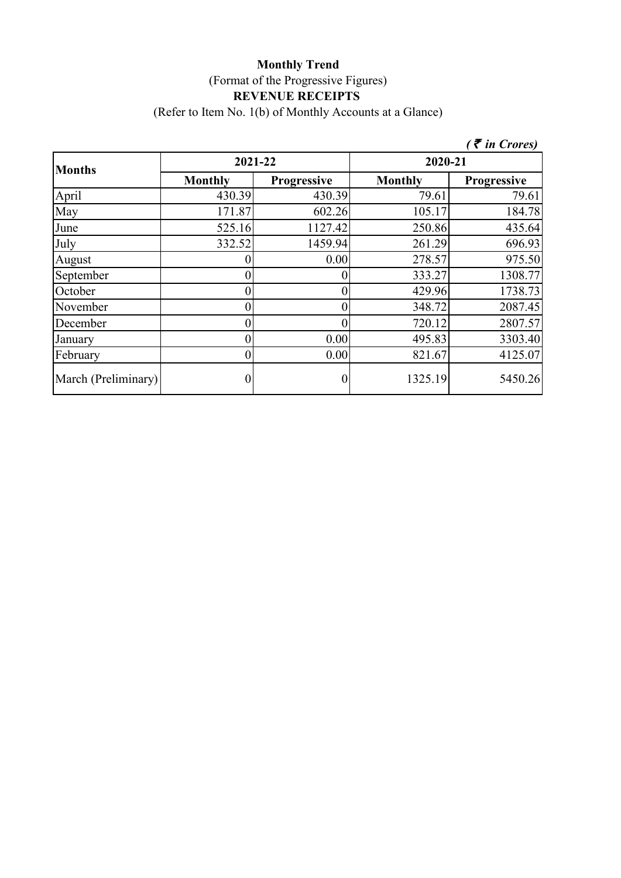**Monthly Trend**

(Format of the Progressive Figures)

**REVENUE RECEIPTS**

(Refer to Item No. 1(b) of Monthly Accounts at a Glance)

***( ₹ in Crores)***

| Months | 2021-22 | | 2020-21 | |
|---|---|---|---|---|
| | **Monthly** | **Progressive** | **Monthly** | **Progressive** |
| April | 430.39 | 430.39 | 79.61 | 79.61 |
| May | 171.87 | 602.26 | 105.17 | 184.78 |
| June | 525.16 | 1127.42 | 250.86 | 435.64 |
| July | 332.52 | 1459.94 | 261.29 | 696.93 |
| August | 0 | 0.00 | 278.57 | 975.50 |
| September | 0 | 0 | 333.27 | 1308.77 |
| October | 0 | 0 | 429.96 | 1738.73 |
| November | 0 | 0 | 348.72 | 2087.45 |
| December | 0 | 0 | 720.12 | 2807.57 |
| January | 0 | 0.00 | 495.83 | 3303.40 |
| February | 0 | 0.00 | 821.67 | 4125.07 |
| March (Preliminary) | 0 | 0 | 1325.19 | 5450.26 |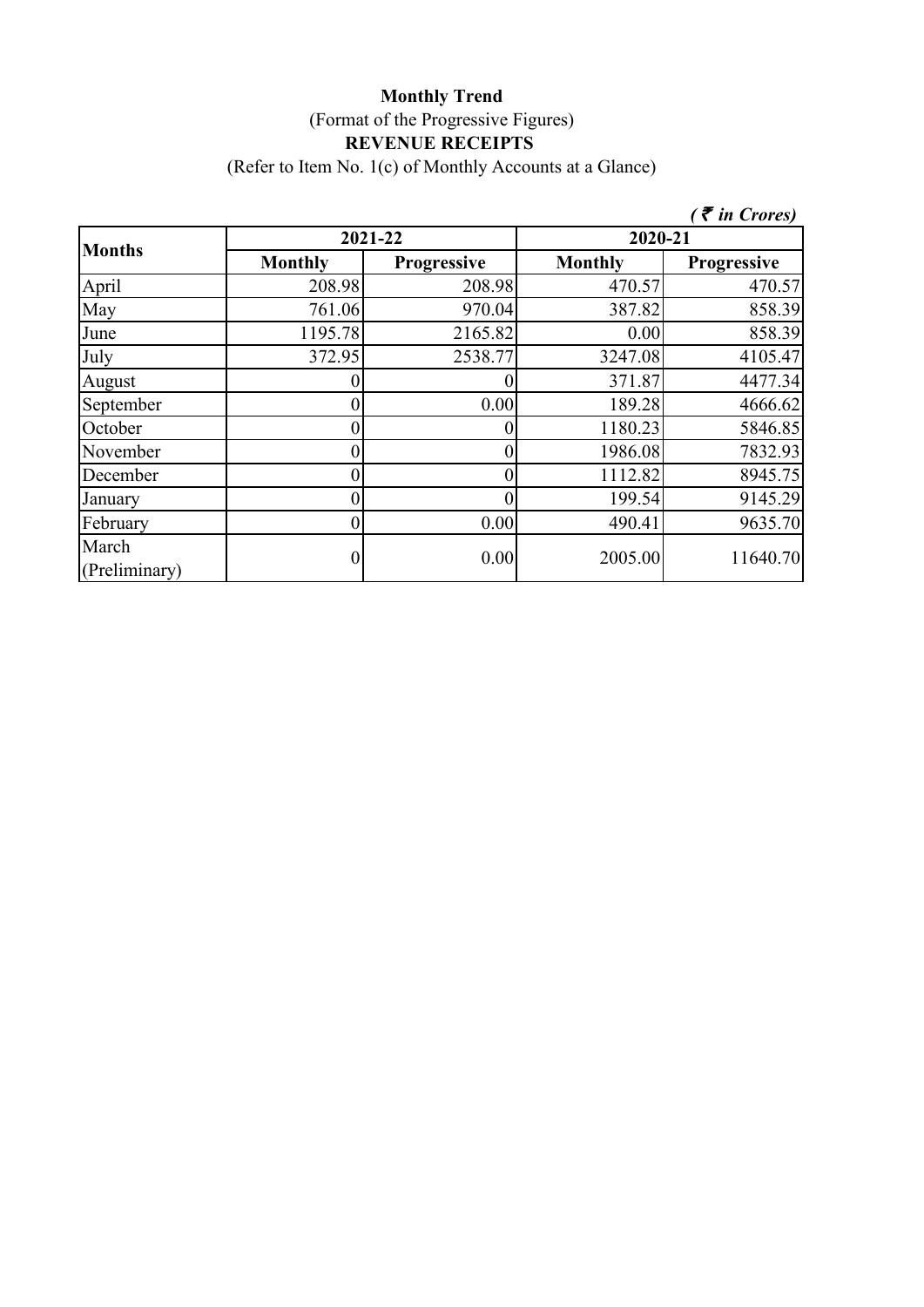**Monthly Trend**

(Format of the Progressive Figures)

**REVENUE RECEIPTS**

(Refer to Item No. 1(c) of Monthly Accounts at a Glance)

*( ₹ in Crores)*

| Months | 2021-22 | | 2020-21 | |
|---|---|---|---|---|
| | **Monthly** | **Progressive** | **Monthly** | **Progressive** |
| April | 208.98 | 208.98 | 470.57 | 470.57 |
| May | 761.06 | 970.04 | 387.82 | 858.39 |
| June | 1195.78 | 2165.82 | 0.00 | 858.39 |
| July | 372.95 | 2538.77 | 3247.08 | 4105.47 |
| August | 0 | 0 | 371.87 | 4477.34 |
| September | 0 | 0.00 | 189.28 | 4666.62 |
| October | 0 | 0 | 1180.23 | 5846.85 |
| November | 0 | 0 | 1986.08 | 7832.93 |
| December | 0 | 0 | 1112.82 | 8945.75 |
| January | 0 | 0 | 199.54 | 9145.29 |
| February | 0 | 0.00 | 490.41 | 9635.70 |
| March (Preliminary) | 0 | 0.00 | 2005.00 | 11640.70 |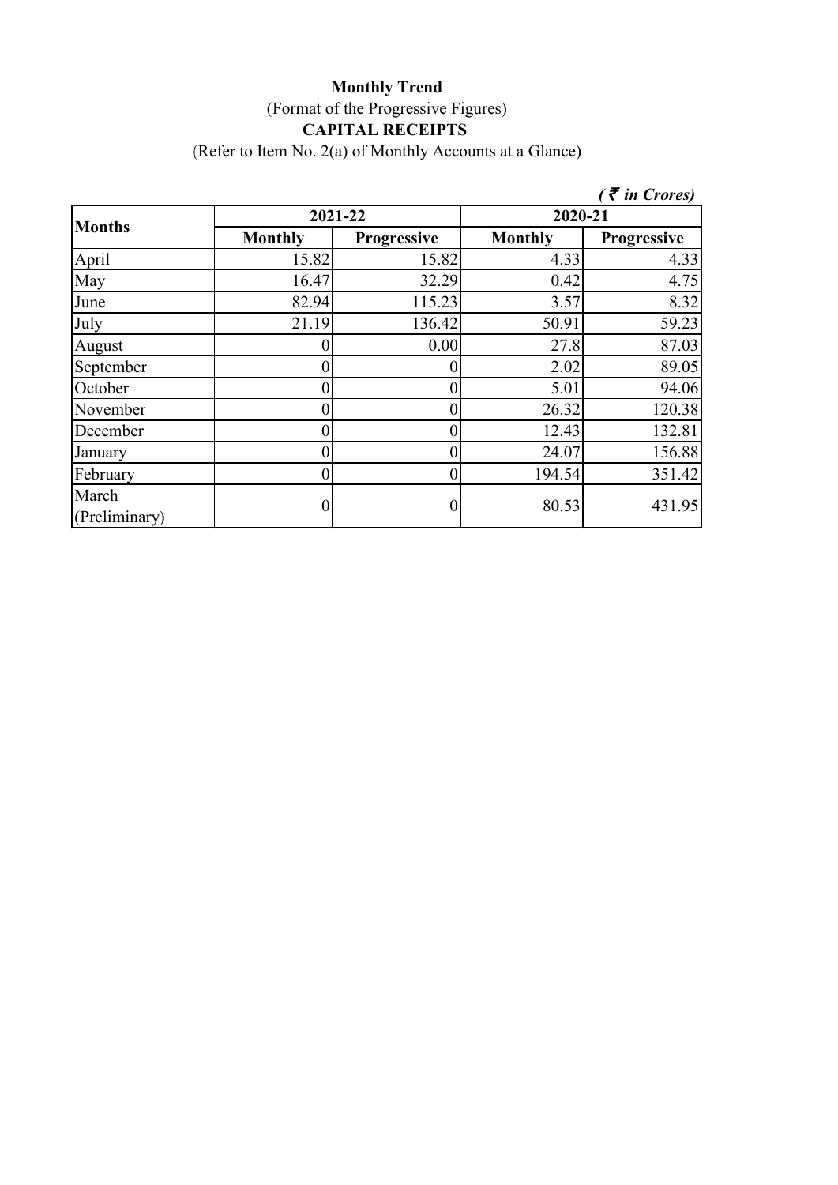**Monthly Trend**

(Format of the Progressive Figures)

**CAPITAL RECEIPTS**

(Refer to Item No. 2(a) of Monthly Accounts at a Glance)

*( ₹ in Crores)*

| Months | 2021-22 | | 2020-21 | |
|---|---|---|---|---|
| | **Monthly** | **Progressive** | **Monthly** | **Progressive** |
| April | 15.82 | 15.82 | 4.33 | 4.33 |
| May | 16.47 | 32.29 | 0.42 | 4.75 |
| June | 82.94 | 115.23 | 3.57 | 8.32 |
| July | 21.19 | 136.42 | 50.91 | 59.23 |
| August | 0 | 0.00 | 27.8 | 87.03 |
| September | 0 | 0 | 2.02 | 89.05 |
| October | 0 | 0 | 5.01 | 94.06 |
| November | 0 | 0 | 26.32 | 120.38 |
| December | 0 | 0 | 12.43 | 132.81 |
| January | 0 | 0 | 24.07 | 156.88 |
| February | 0 | 0 | 194.54 | 351.42 |
| March (Preliminary) | 0 | 0 | 80.53 | 431.95 |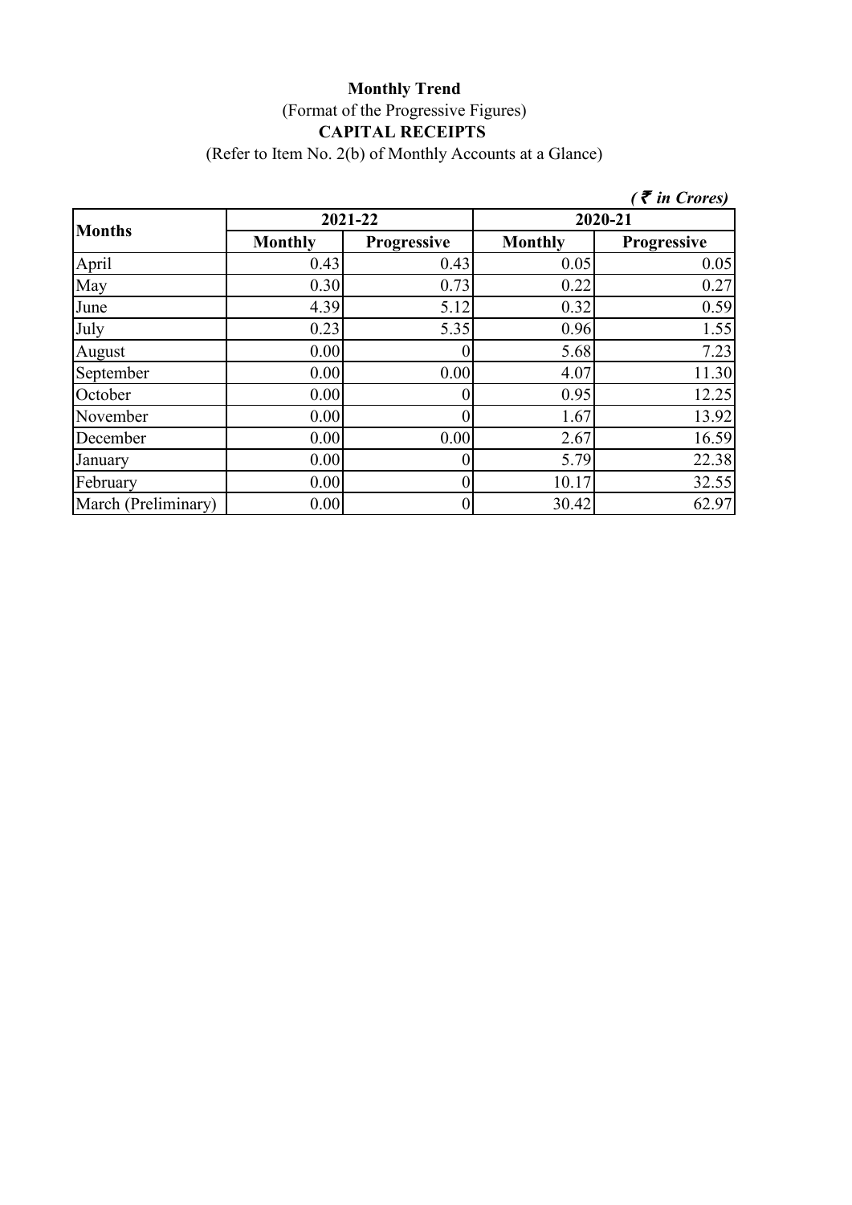**Monthly Trend**

(Format of the Progressive Figures)

**CAPITAL RECEIPTS**

(Refer to Item No. 2(b) of Monthly Accounts at a Glance)

*( ₹ in Crores)*

| Months | 2021-22 | | 2020-21 | |
|---|---|---|---|---|
| | Monthly | Progressive | Monthly | Progressive |
| April | 0.43 | 0.43 | 0.05 | 0.05 |
| May | 0.30 | 0.73 | 0.22 | 0.27 |
| June | 4.39 | 5.12 | 0.32 | 0.59 |
| July | 0.23 | 5.35 | 0.96 | 1.55 |
| August | 0.00 | 0 | 5.68 | 7.23 |
| September | 0.00 | 0.00 | 4.07 | 11.30 |
| October | 0.00 | 0 | 0.95 | 12.25 |
| November | 0.00 | 0 | 1.67 | 13.92 |
| December | 0.00 | 0.00 | 2.67 | 16.59 |
| January | 0.00 | 0 | 5.79 | 22.38 |
| February | 0.00 | 0 | 10.17 | 32.55 |
| March (Preliminary) | 0.00 | 0 | 30.42 | 62.97 |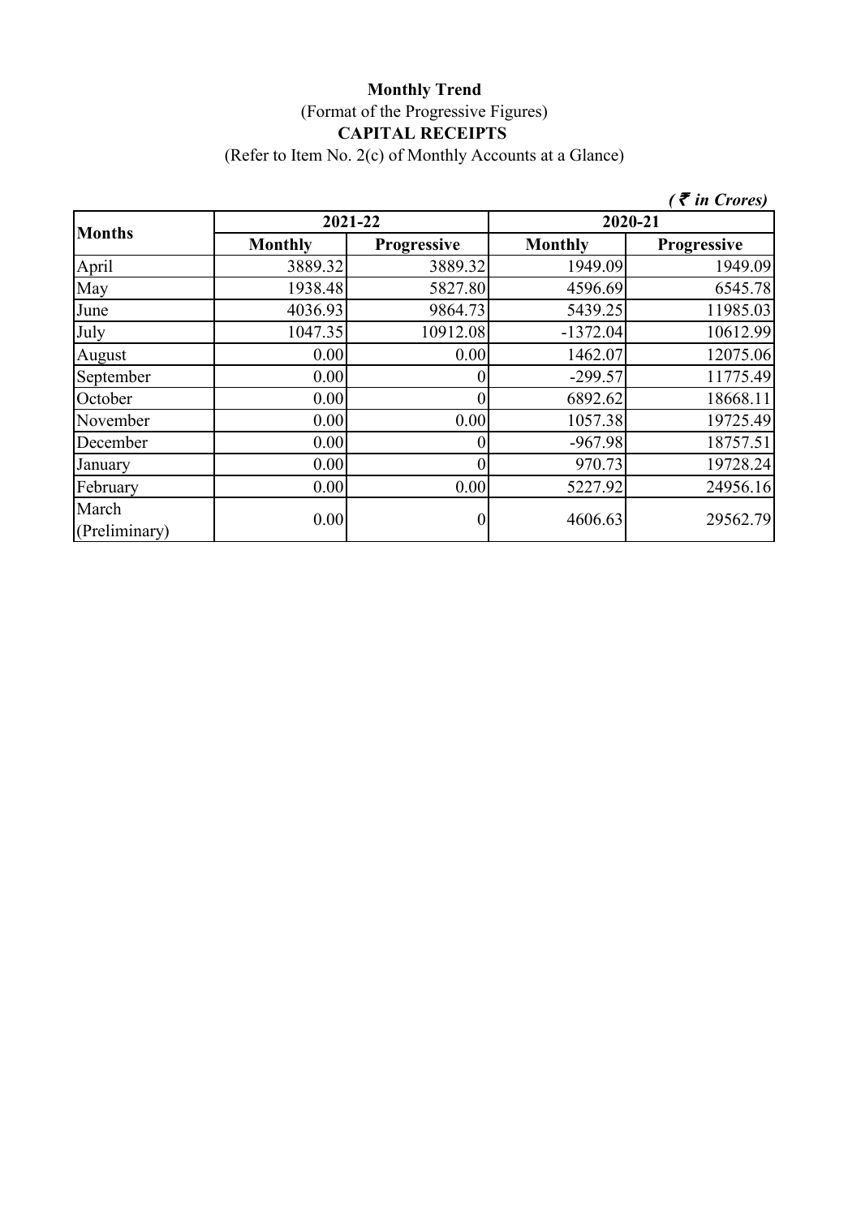**Monthly Trend**

(Format of the Progressive Figures)

**CAPITAL RECEIPTS**

(Refer to Item No. 2(c) of Monthly Accounts at a Glance)

*( ₹ in Crores)*

| Months | 2021-22 | | 2020-21 | |
|---|---|---|---|---|
| | **Monthly** | **Progressive** | **Monthly** | **Progressive** |
| April | 3889.32 | 3889.32 | 1949.09 | 1949.09 |
| May | 1938.48 | 5827.80 | 4596.69 | 6545.78 |
| June | 4036.93 | 9864.73 | 5439.25 | 11985.03 |
| July | 1047.35 | 10912.08 | -1372.04 | 10612.99 |
| August | 0.00 | 0.00 | 1462.07 | 12075.06 |
| September | 0.00 | 0 | -299.57 | 11775.49 |
| October | 0.00 | 0 | 6892.62 | 18668.11 |
| November | 0.00 | 0.00 | 1057.38 | 19725.49 |
| December | 0.00 | 0 | -967.98 | 18757.51 |
| January | 0.00 | 0 | 970.73 | 19728.24 |
| February | 0.00 | 0.00 | 5227.92 | 24956.16 |
| March (Preliminary) | 0.00 | 0 | 4606.63 | 29562.79 |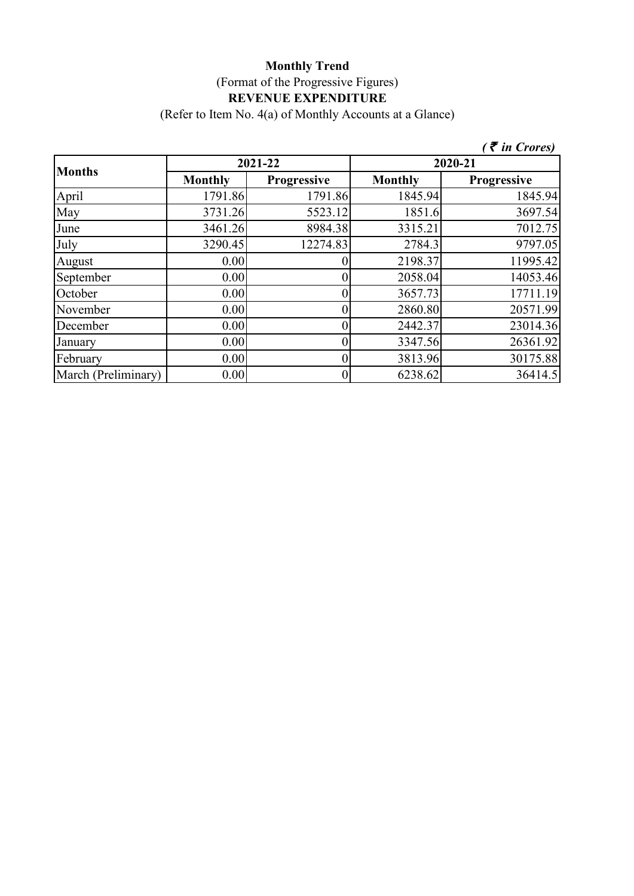**Monthly Trend**

(Format of the Progressive Figures)

**REVENUE EXPENDITURE**

(Refer to Item No. 4(a) of Monthly Accounts at a Glance)

*( ₹ in Crores)*

| Months | 2021-22 | | 2020-21 | |
|---|---|---|---|---|
| | **Monthly** | **Progressive** | **Monthly** | **Progressive** |
| April | 1791.86 | 1791.86 | 1845.94 | 1845.94 |
| May | 3731.26 | 5523.12 | 1851.6 | 3697.54 |
| June | 3461.26 | 8984.38 | 3315.21 | 7012.75 |
| July | 3290.45 | 12274.83 | 2784.3 | 9797.05 |
| August | 0.00 | 0 | 2198.37 | 11995.42 |
| September | 0.00 | 0 | 2058.04 | 14053.46 |
| October | 0.00 | 0 | 3657.73 | 17711.19 |
| November | 0.00 | 0 | 2860.80 | 20571.99 |
| December | 0.00 | 0 | 2442.37 | 23014.36 |
| January | 0.00 | 0 | 3347.56 | 26361.92 |
| February | 0.00 | 0 | 3813.96 | 30175.88 |
| March (Preliminary) | 0.00 | 0 | 6238.62 | 36414.5 |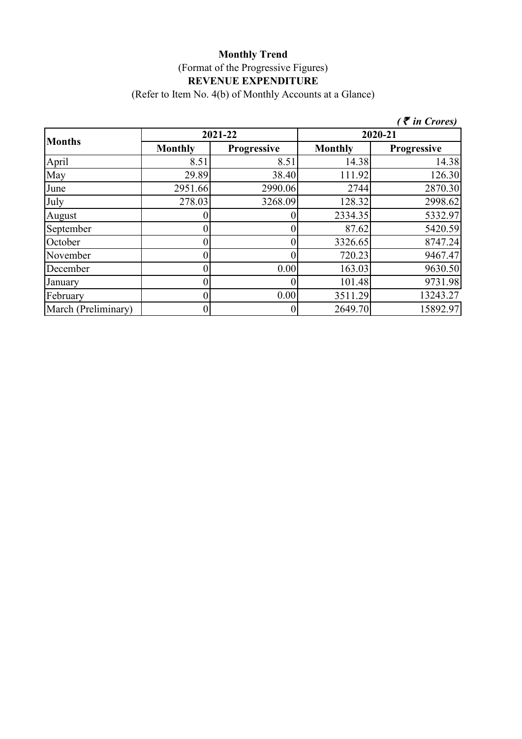**Monthly Trend**

(Format of the Progressive Figures)

**REVENUE EXPENDITURE**

(Refer to Item No. 4(b) of Monthly Accounts at a Glance)

*( ₹ in Crores)*

| Months | 2021-22 | | 2020-21 | |
|---|---|---|---|---|
| | Monthly | Progressive | Monthly | Progressive |
| April | 8.51 | 8.51 | 14.38 | 14.38 |
| May | 29.89 | 38.40 | 111.92 | 126.30 |
| June | 2951.66 | 2990.06 | 2744 | 2870.30 |
| July | 278.03 | 3268.09 | 128.32 | 2998.62 |
| August | 0 | 0 | 2334.35 | 5332.97 |
| September | 0 | 0 | 87.62 | 5420.59 |
| October | 0 | 0 | 3326.65 | 8747.24 |
| November | 0 | 0 | 720.23 | 9467.47 |
| December | 0 | 0.00 | 163.03 | 9630.50 |
| January | 0 | 0 | 101.48 | 9731.98 |
| February | 0 | 0.00 | 3511.29 | 13243.27 |
| March (Preliminary) | 0 | 0 | 2649.70 | 15892.97 |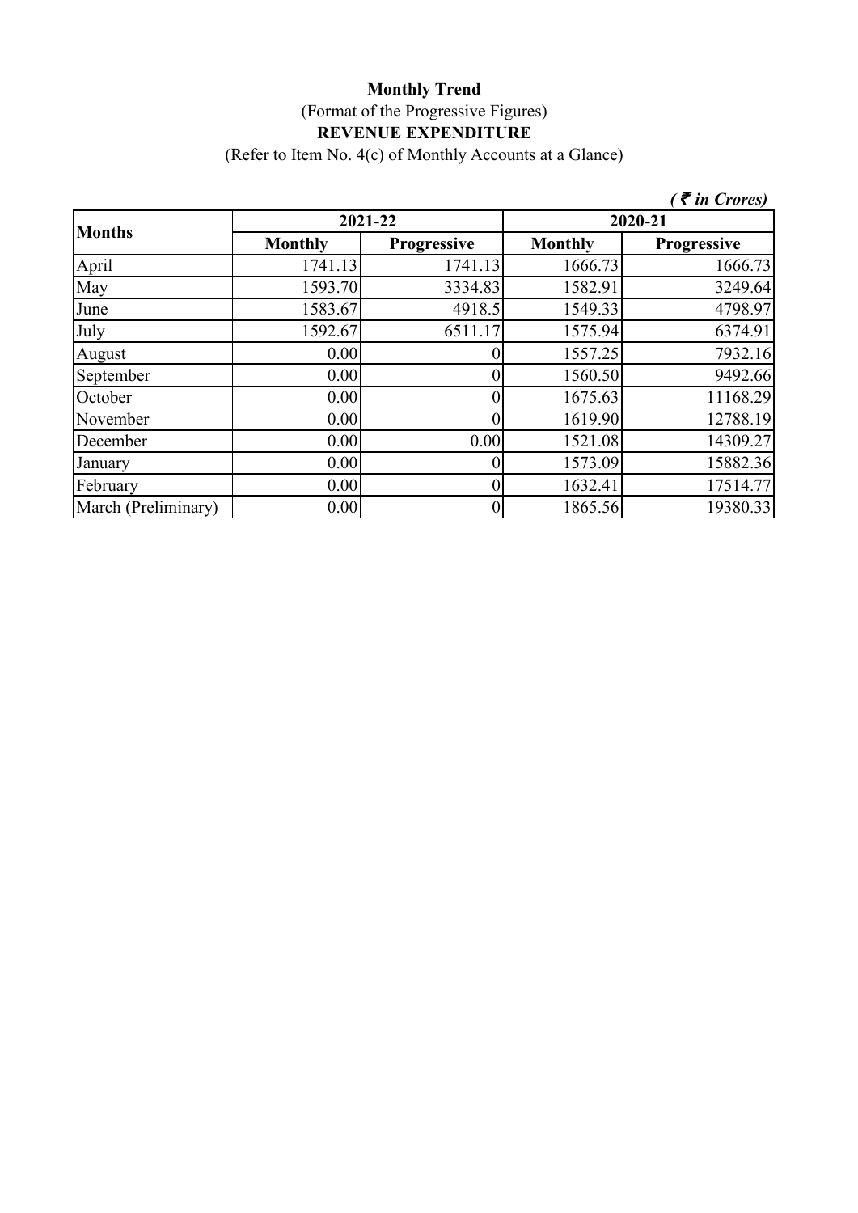**Monthly Trend**

(Format of the Progressive Figures)

**REVENUE EXPENDITURE**

(Refer to Item No. 4(c) of Monthly Accounts at a Glance)

*( ₹ in Crores)*

| Months | 2021-22 | | 2020-21 | |
|---|---|---|---|---|
| | **Monthly** | **Progressive** | **Monthly** | **Progressive** |
| April | 1741.13 | 1741.13 | 1666.73 | 1666.73 |
| May | 1593.70 | 3334.83 | 1582.91 | 3249.64 |
| June | 1583.67 | 4918.5 | 1549.33 | 4798.97 |
| July | 1592.67 | 6511.17 | 1575.94 | 6374.91 |
| August | 0.00 | 0 | 1557.25 | 7932.16 |
| September | 0.00 | 0 | 1560.50 | 9492.66 |
| October | 0.00 | 0 | 1675.63 | 11168.29 |
| November | 0.00 | 0 | 1619.90 | 12788.19 |
| December | 0.00 | 0.00 | 1521.08 | 14309.27 |
| January | 0.00 | 0 | 1573.09 | 15882.36 |
| February | 0.00 | 0 | 1632.41 | 17514.77 |
| March (Preliminary) | 0.00 | 0 | 1865.56 | 19380.33 |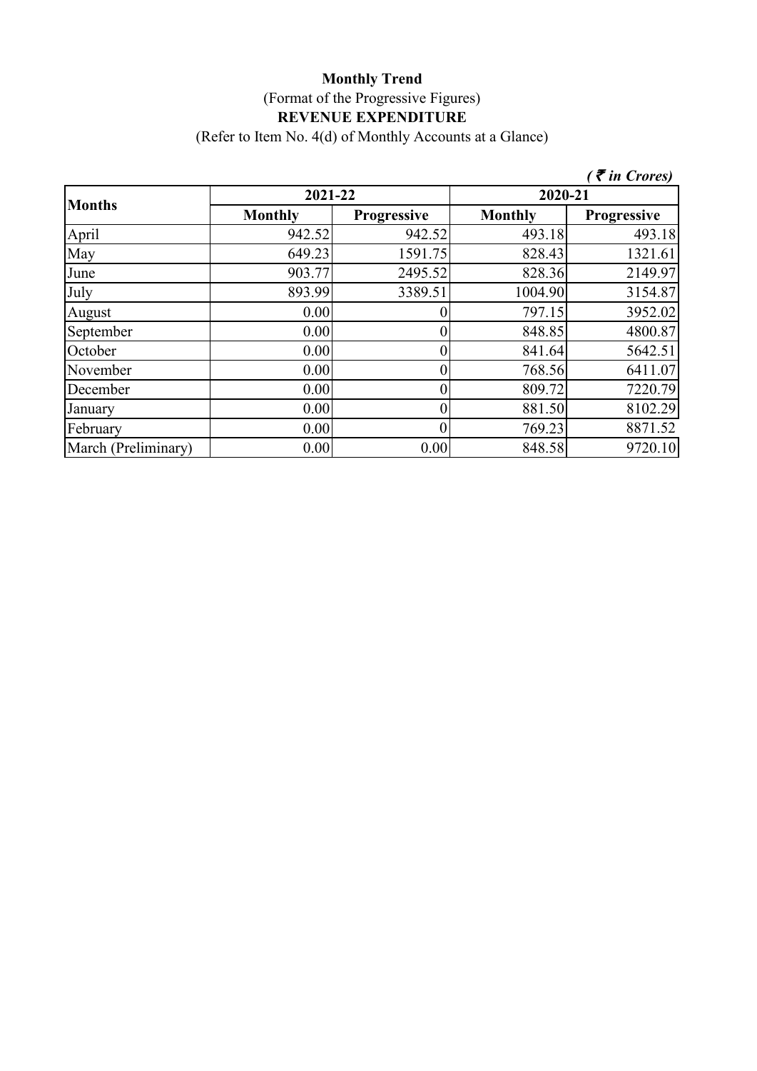**Monthly Trend**

(Format of the Progressive Figures)

**REVENUE EXPENDITURE**

(Refer to Item No. 4(d) of Monthly Accounts at a Glance)

*( ₹ in Crores)*

| Months | 2021-22 | | 2020-21 | |
|---|---|---|---|---|
| | Monthly | Progressive | Monthly | Progressive |
| April | 942.52 | 942.52 | 493.18 | 493.18 |
| May | 649.23 | 1591.75 | 828.43 | 1321.61 |
| June | 903.77 | 2495.52 | 828.36 | 2149.97 |
| July | 893.99 | 3389.51 | 1004.90 | 3154.87 |
| August | 0.00 | 0 | 797.15 | 3952.02 |
| September | 0.00 | 0 | 848.85 | 4800.87 |
| October | 0.00 | 0 | 841.64 | 5642.51 |
| November | 0.00 | 0 | 768.56 | 6411.07 |
| December | 0.00 | 0 | 809.72 | 7220.79 |
| January | 0.00 | 0 | 881.50 | 8102.29 |
| February | 0.00 | 0 | 769.23 | 8871.52 |
| March (Preliminary) | 0.00 | 0.00 | 848.58 | 9720.10 |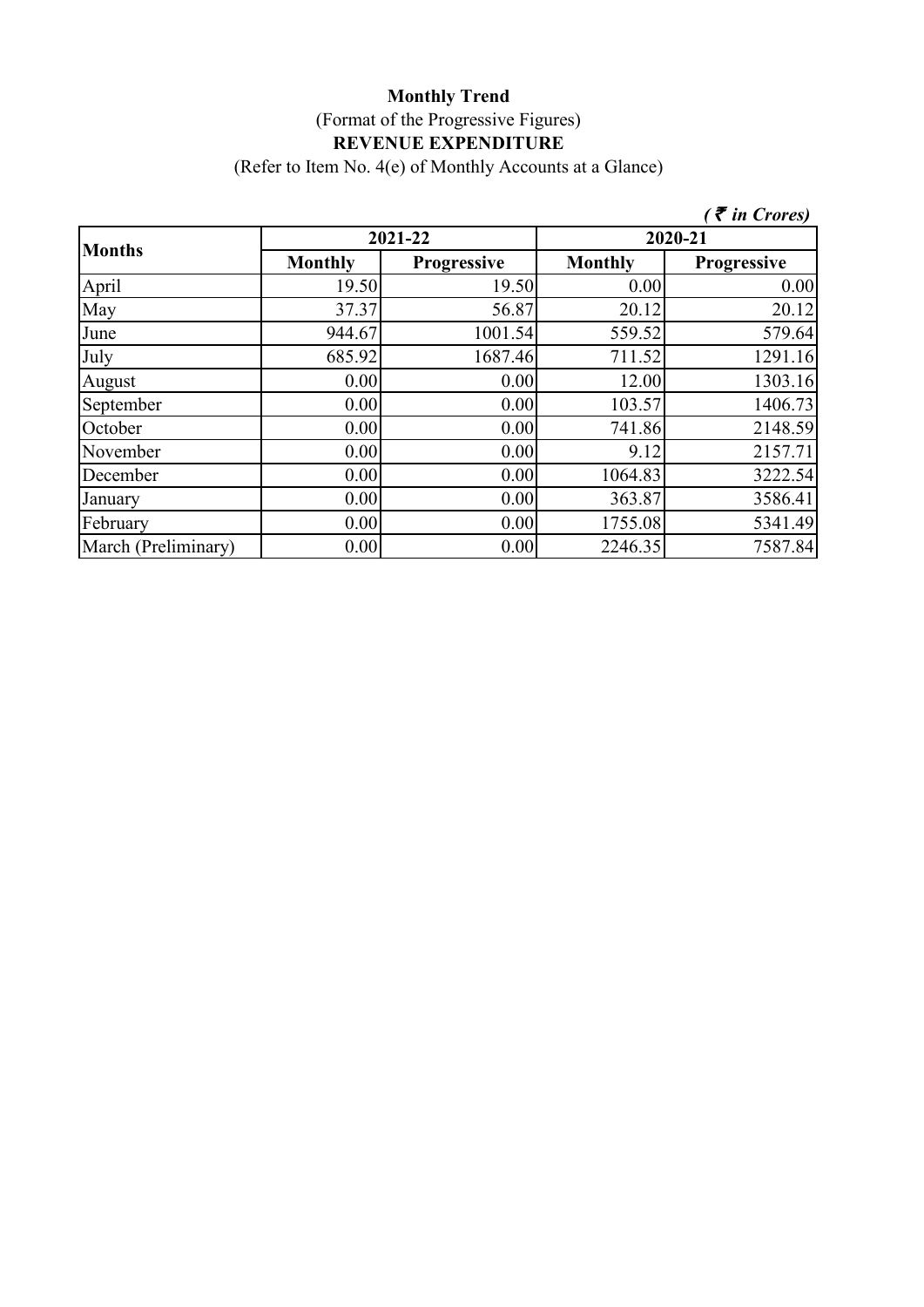**Monthly Trend**

(Format of the Progressive Figures)

**REVENUE EXPENDITURE**

(Refer to Item No. 4(e) of Monthly Accounts at a Glance)

***( ₹ in Crores)***

| Months | 2021-22 | | 2020-21 | |
|---|---|---|---|---|
| | **Monthly** | **Progressive** | **Monthly** | **Progressive** |
| April | 19.50 | 19.50 | 0.00 | 0.00 |
| May | 37.37 | 56.87 | 20.12 | 20.12 |
| June | 944.67 | 1001.54 | 559.52 | 579.64 |
| July | 685.92 | 1687.46 | 711.52 | 1291.16 |
| August | 0.00 | 0.00 | 12.00 | 1303.16 |
| September | 0.00 | 0.00 | 103.57 | 1406.73 |
| October | 0.00 | 0.00 | 741.86 | 2148.59 |
| November | 0.00 | 0.00 | 9.12 | 2157.71 |
| December | 0.00 | 0.00 | 1064.83 | 3222.54 |
| January | 0.00 | 0.00 | 363.87 | 3586.41 |
| February | 0.00 | 0.00 | 1755.08 | 5341.49 |
| March (Preliminary) | 0.00 | 0.00 | 2246.35 | 7587.84 |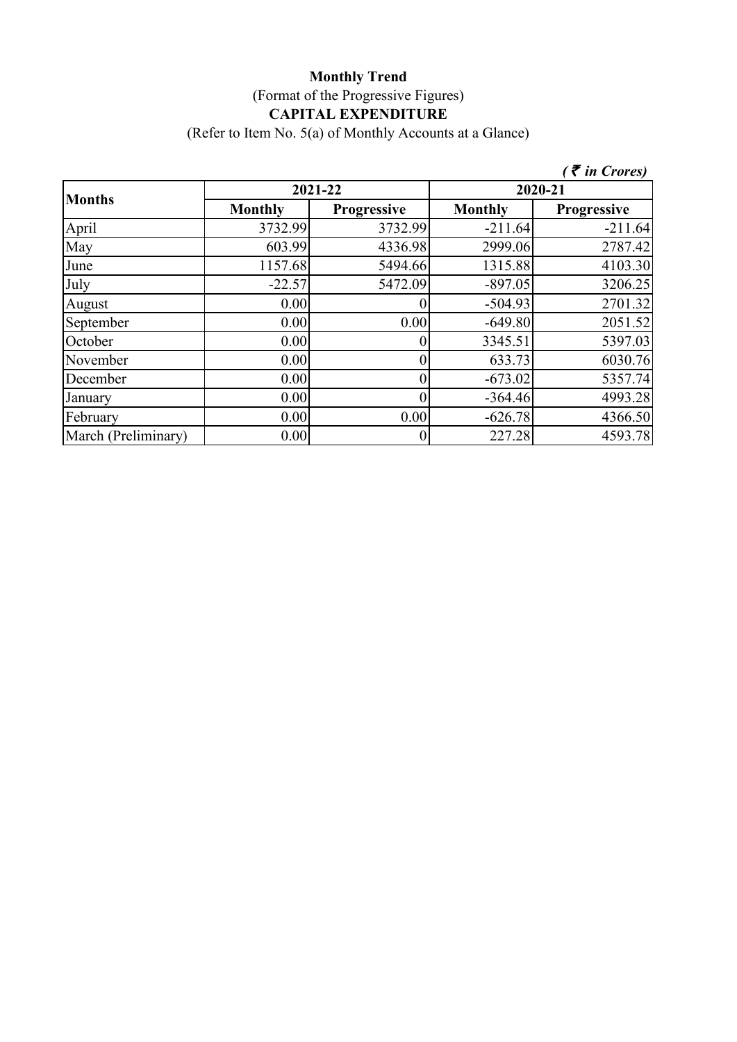**Monthly Trend**

(Format of the Progressive Figures)

**CAPITAL EXPENDITURE**

(Refer to Item No. 5(a) of Monthly Accounts at a Glance)

*( ₹ in Crores)*

| Months | 2021-22 | | 2020-21 | |
|---|---|---|---|---|
| | **Monthly** | **Progressive** | **Monthly** | **Progressive** |
| April | 3732.99 | 3732.99 | -211.64 | -211.64 |
| May | 603.99 | 4336.98 | 2999.06 | 2787.42 |
| June | 1157.68 | 5494.66 | 1315.88 | 4103.30 |
| July | -22.57 | 5472.09 | -897.05 | 3206.25 |
| August | 0.00 | 0 | -504.93 | 2701.32 |
| September | 0.00 | 0.00 | -649.80 | 2051.52 |
| October | 0.00 | 0 | 3345.51 | 5397.03 |
| November | 0.00 | 0 | 633.73 | 6030.76 |
| December | 0.00 | 0 | -673.02 | 5357.74 |
| January | 0.00 | 0 | -364.46 | 4993.28 |
| February | 0.00 | 0.00 | -626.78 | 4366.50 |
| March (Preliminary) | 0.00 | 0 | 227.28 | 4593.78 |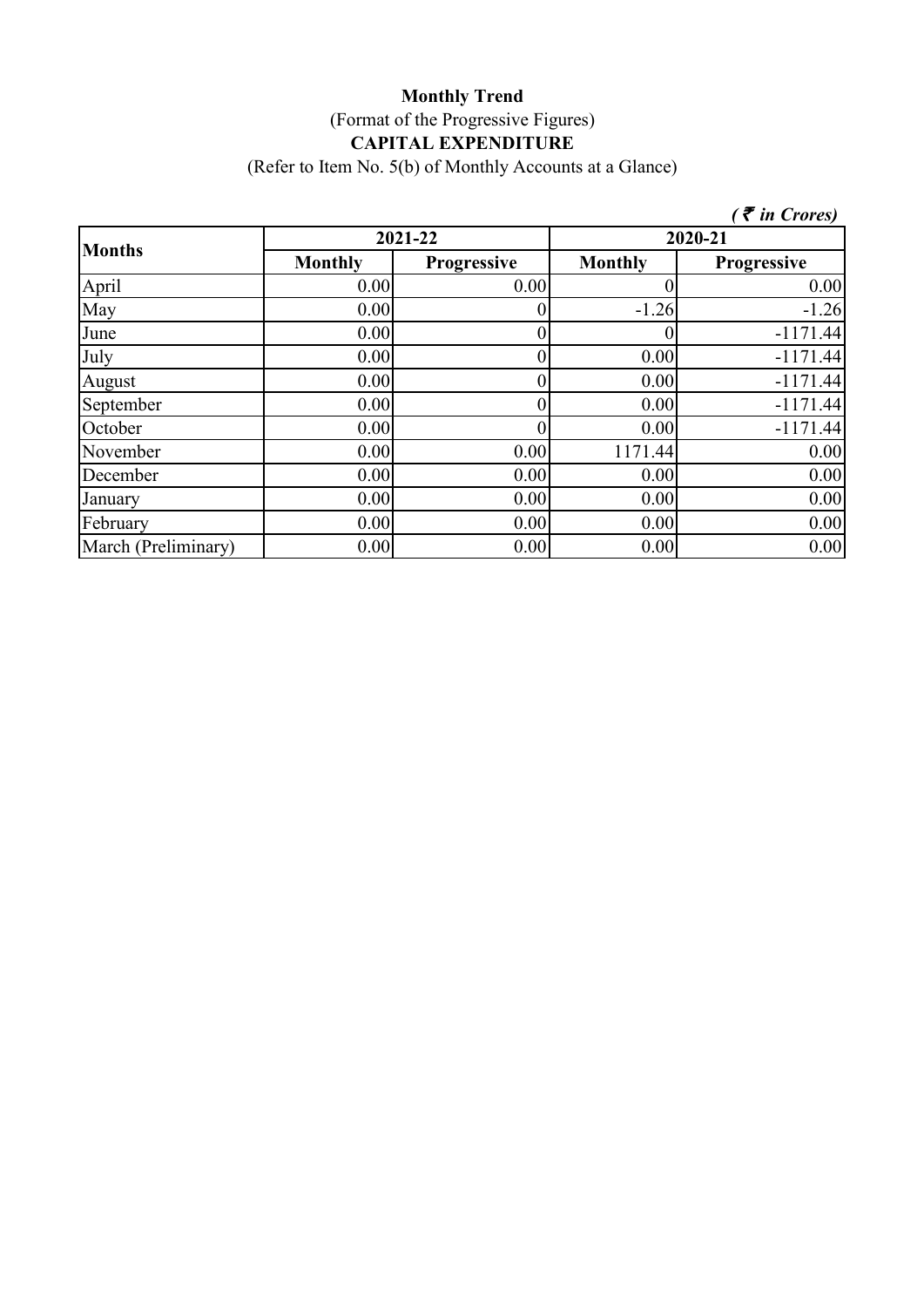**Monthly Trend**

(Format of the Progressive Figures)

**CAPITAL EXPENDITURE**

(Refer to Item No. 5(b) of Monthly Accounts at a Glance)

***( ₹ in Crores)***

| Months | 2021-22 | | 2020-21 | |
|---|---|---|---|---|
| | Monthly | Progressive | Monthly | Progressive |
| April | 0.00 | 0.00 | 0 | 0.00 |
| May | 0.00 | 0 | -1.26 | -1.26 |
| June | 0.00 | 0 | 0 | -1171.44 |
| July | 0.00 | 0 | 0.00 | -1171.44 |
| August | 0.00 | 0 | 0.00 | -1171.44 |
| September | 0.00 | 0 | 0.00 | -1171.44 |
| October | 0.00 | 0 | 0.00 | -1171.44 |
| November | 0.00 | 0.00 | 1171.44 | 0.00 |
| December | 0.00 | 0.00 | 0.00 | 0.00 |
| January | 0.00 | 0.00 | 0.00 | 0.00 |
| February | 0.00 | 0.00 | 0.00 | 0.00 |
| March (Preliminary) | 0.00 | 0.00 | 0.00 | 0.00 |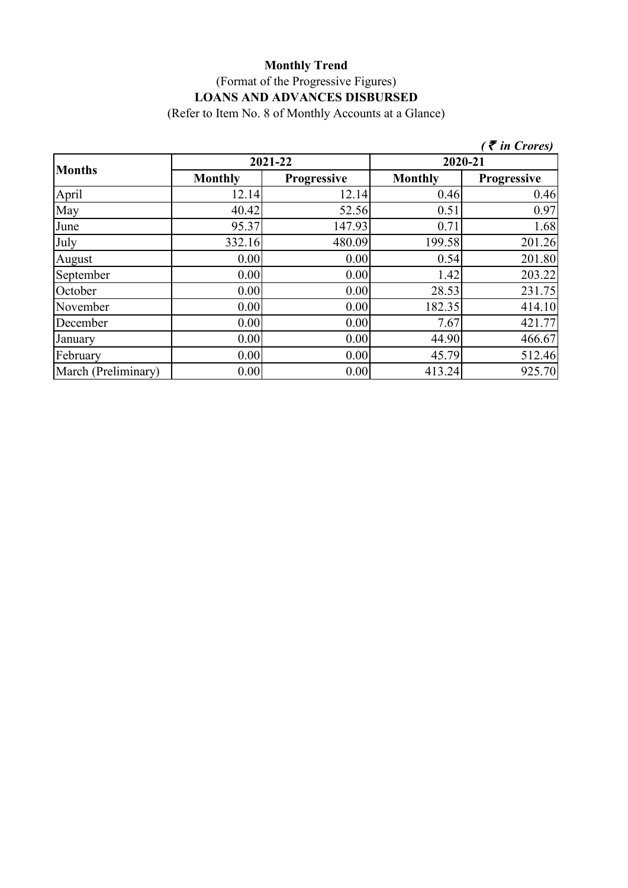**Monthly Trend**

(Format of the Progressive Figures)

**LOANS AND ADVANCES DISBURSED**

(Refer to Item No. 8 of Monthly Accounts at a Glance)

*( ₹ in Crores)*

| Months | 2021-22 | | 2020-21 | |
|---|---|---|---|---|
| | Monthly | Progressive | Monthly | Progressive |
| April | 12.14 | 12.14 | 0.46 | 0.46 |
| May | 40.42 | 52.56 | 0.51 | 0.97 |
| June | 95.37 | 147.93 | 0.71 | 1.68 |
| July | 332.16 | 480.09 | 199.58 | 201.26 |
| August | 0.00 | 0.00 | 0.54 | 201.80 |
| September | 0.00 | 0.00 | 1.42 | 203.22 |
| October | 0.00 | 0.00 | 28.53 | 231.75 |
| November | 0.00 | 0.00 | 182.35 | 414.10 |
| December | 0.00 | 0.00 | 7.67 | 421.77 |
| January | 0.00 | 0.00 | 44.90 | 466.67 |
| February | 0.00 | 0.00 | 45.79 | 512.46 |
| March (Preliminary) | 0.00 | 0.00 | 413.24 | 925.70 |